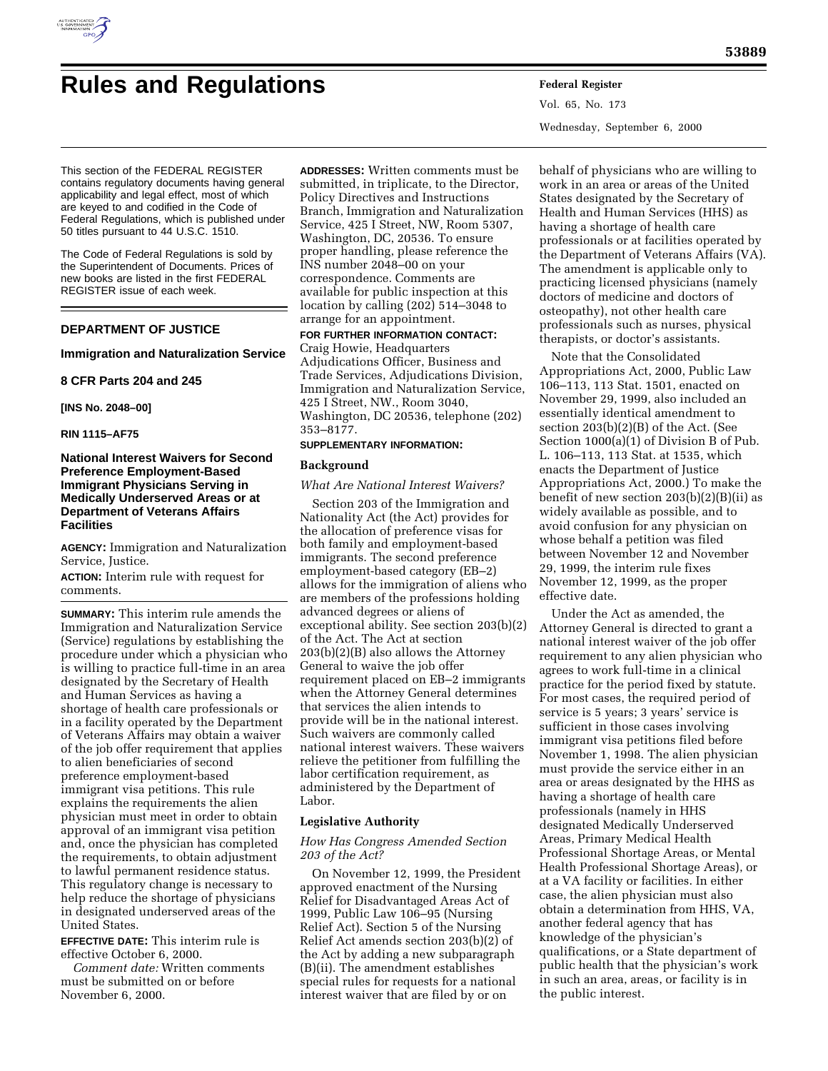# Rules and Regulations

This section of the FEDERAL REGISTER contains regulatory documents having general applicability and legal effect, most of which are keyed to and codified in the Code of Federal Regulations, which is published under 50 titles pursuant to 44 U.S.C. 1510.

The Code of Federal Regulations is sold by the Superintendent of Documents. Prices of new books are listed in the first FEDERAL REGISTER issue of each week.

## DEPARTMENT OF JUSTICE

### Immigration and Naturalization Service

### 8 CFR Parts 204 and 245

**[INS No. 2048–00]**

**RIN 1115–AF75**

### National Interest Waivers for Second Preference Employment-Based Immigrant Physicians Serving in Medically Underserved Areas or at Department of Veterans Affairs Facilities

**AGENCY:** Immigration and Naturalization Service, Justice.

**ACTION:** Interim rule with request for comments.

**SUMMARY:** This interim rule amends the Immigration and Naturalization Service (Service) regulations by establishing the procedure under which a physician who is willing to practice full-time in an area designated by the Secretary of Health and Human Services as having a shortage of health care professionals or in a facility operated by the Department of Veterans Affairs may obtain a waiver of the job offer requirement that applies to alien beneficiaries of second preference employment-based immigrant visa petitions. This rule explains the requirements the alien physician must meet in order to obtain approval of an immigrant visa petition and, once the physician has completed the requirements, to obtain adjustment to lawful permanent residence status. This regulatory change is necessary to help reduce the shortage of physicians in designated underserved areas of the United States.

**EFFECTIVE DATE:** This interim rule is effective October 6, 2000.

*Comment date:* Written comments must be submitted on or before November 6, 2000.

**ADDRESSES:** Written comments must be submitted, in triplicate, to the Director, Policy Directives and Instructions Branch, Immigration and Naturalization Service, 425 I Street, NW, Room 5307, Washington, DC, 20536. To ensure proper handling, please reference the INS number 2048–00 on your correspondence. Comments are available for public inspection at this location by calling (202) 514–3048 to arrange for an appointment.

**FOR FURTHER INFORMATION CONTACT:** Craig Howie, Headquarters Adjudications Officer, Business and Trade Services, Adjudications Division, Immigration and Naturalization Service, 425 I Street, NW., Room 3040, Washington, DC 20536, telephone (202) 353–8177.

**SUPPLEMENTARY INFORMATION:**

**Background**

*What Are National Interest Waivers?*

Section 203 of the Immigration and Nationality Act (the Act) provides for the allocation of preference visas for both family and employment-based immigrants. The second preference employment-based category (EB–2) allows for the immigration of aliens who are members of the professions holding advanced degrees or aliens of exceptional ability. See section 203(b)(2) of the Act. The Act at section 203(b)(2)(B) also allows the Attorney General to waive the job offer requirement placed on EB–2 immigrants when the Attorney General determines that services the alien intends to provide will be in the national interest. Such waivers are commonly called national interest waivers. These waivers relieve the petitioner from fulfilling the labor certification requirement, as administered by the Department of Labor.

**Legislative Authority**

*How Has Congress Amended Section 203 of the Act?*

On November 12, 1999, the President approved enactment of the Nursing Relief for Disadvantaged Areas Act of 1999, Public Law 106–95 (Nursing Relief Act). Section 5 of the Nursing Relief Act amends section 203(b)(2) of the Act by adding a new subparagraph (B)(ii). The amendment establishes special rules for requests for a national interest waiver that are filed by or on behalf of physicians who are willing to work in an area or areas of the United States designated by the Secretary of Health and Human Services (HHS) as having a shortage of health care professionals or at facilities operated by the Department of Veterans Affairs (VA). The amendment is applicable only to practicing licensed physicians (namely doctors of medicine and doctors of osteopathy), not other health care professionals such as nurses, physical therapists, or doctor's assistants.

Note that the Consolidated Appropriations Act, 2000, Public Law 106–113, 113 Stat. 1501, enacted on November 29, 1999, also included an essentially identical amendment to section 203(b)(2)(B) of the Act. (See Section 1000(a)(1) of Division B of Pub. L. 106–113, 113 Stat. at 1535, which enacts the Department of Justice Appropriations Act, 2000.) To make the benefit of new section 203(b)(2)(B)(ii) as widely available as possible, and to avoid confusion for any physician on whose behalf a petition was filed between November 12 and November 29, 1999, the interim rule fixes November 12, 1999, as the proper effective date.

Under the Act as amended, the Attorney General is directed to grant a national interest waiver of the job offer requirement to any alien physician who agrees to work full-time in a clinical practice for the period fixed by statute. For most cases, the required period of service is 5 years; 3 years' service is sufficient in those cases involving immigrant visa petitions filed before November 1, 1998. The alien physician must provide the service either in an area or areas designated by the HHS as having a shortage of health care professionals (namely in HHS designated Medically Underserved Areas, Primary Medical Health Professional Shortage Areas, or Mental Health Professional Shortage Areas), or at a VA facility or facilities. In either case, the alien physician must also obtain a determination from HHS, VA, another federal agency that has knowledge of the physician's qualifications, or a State department of public health that the physician's work in such an area, areas, or facility is in the public interest.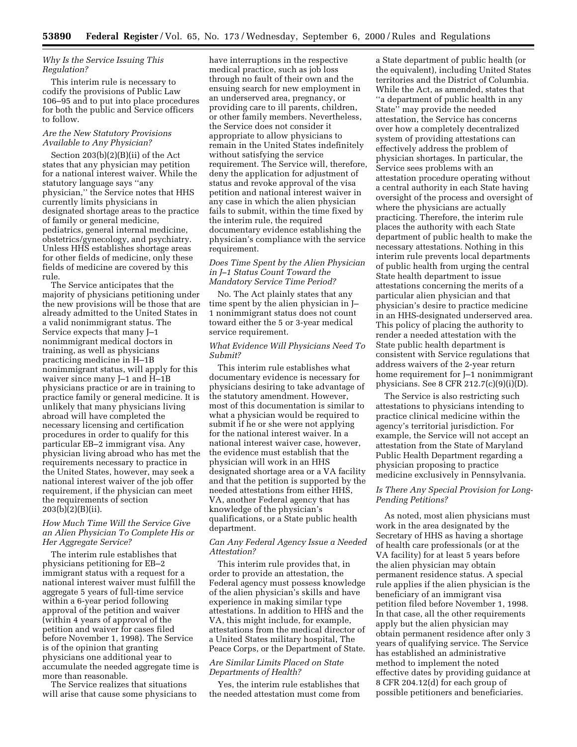### *Why Is the Service Issuing This Regulation?*

This interim rule is necessary to codify the provisions of Public Law 106–95 and to put into place procedures for both the public and Service officers to follow.

### *Are the New Statutory Provisions Available to Any Physician?*

Section 203(b)(2)(B)(ii) of the Act states that any physician may petition for a national interest waiver. While the statutory language says ''any physician,'' the Service notes that HHS currently limits physicians in designated shortage areas to the practice of family or general medicine, pediatrics, general internal medicine, obstetrics/gynecology, and psychiatry. Unless HHS establishes shortage areas for other fields of medicine, only these fields of medicine are covered by this rule.

The Service anticipates that the majority of physicians petitioning under the new provisions will be those that are already admitted to the United States in a valid nonimmigrant status. The Service expects that many J–1 nonimmigrant medical doctors in training, as well as physicians practicing medicine in H–1B nonimmigrant status, will apply for this waiver since many J–1 and H–1B physicians practice or are in training to practice family or general medicine. It is unlikely that many physicians living abroad will have completed the necessary licensing and certification procedures in order to qualify for this particular EB–2 immigrant visa. Any physician living abroad who has met the requirements necessary to practice in the United States, however, may seek a national interest waiver of the job offer requirement, if the physician can meet the requirements of section 203(b)(2)(B)(ii).

### *How Much Time Will the Service Give an Alien Physician To Complete His or Her Aggregate Service?*

The interim rule establishes that physicians petitioning for EB–2 immigrant status with a request for a national interest waiver must fulfill the aggregate 5 years of full-time service within a 6-year period following approval of the petition and waiver (within 4 years of approval of the petition and waiver for cases filed before November 1, 1998). The Service is of the opinion that granting physicians one additional year to accumulate the needed aggregate time is more than reasonable.

The Service realizes that situations will arise that cause some physicians to have interruptions in the respective medical practice, such as job loss through no fault of their own and the ensuing search for new employment in an underserved area, pregnancy, or providing care to ill parents, children, or other family members. Nevertheless, the Service does not consider it appropriate to allow physicians to remain in the United States indefinitely without satisfying the service requirement. The Service will, therefore, deny the application for adjustment of status and revoke approval of the visa petition and national interest waiver in any case in which the alien physician fails to submit, within the time fixed by the interim rule, the required documentary evidence establishing the physician's compliance with the service requirement.

### *Does Time Spent by the Alien Physician in J–1 Status Count Toward the Mandatory Service Time Period?*

No. The Act plainly states that any time spent by the alien physician in J–1 nonimmigrant status does not count toward either the 5 or 3-year medical service requirement.

### *What Evidence Will Physicians Need To Submit?*

This interim rule establishes what documentary evidence is necessary for physicians desiring to take advantage of the statutory amendment. However, most of this documentation is similar to what a physician would be required to submit if he or she were not applying for the national interest waiver. In a national interest waiver case, however, the evidence must establish that the physician will work in an HHS designated shortage area or a VA facility and that the petition is supported by the needed attestations from either HHS, VA, another Federal agency that has knowledge of the physician's qualifications, or a State public health department.

### *Can Any Federal Agency Issue a Needed Attestation?*

This interim rule provides that, in order to provide an attestation, the Federal agency must possess knowledge of the alien physician's skills and have experience in making similar type attestations. In addition to HHS and the VA, this might include, for example, attestations from the medical director of a United States military hospital, The Peace Corps, or the Department of State.

### *Are Similar Limits Placed on State Departments of Health?*

Yes, the interim rule establishes that the needed attestation must come from a State department of public health (or the equivalent), including United States territories and the District of Columbia. While the Act, as amended, states that ''a department of public health in any State'' may provide the needed attestation, the Service has concerns over how a completely decentralized system of providing attestations can effectively address the problem of physician shortages. In particular, the Service sees problems with an attestation procedure operating without a central authority in each State having oversight of the process and oversight of where the physicians are actually practicing. Therefore, the interim rule places the authority with each State department of public health to make the necessary attestations. Nothing in this interim rule prevents local departments of public health from urging the central State health department to issue attestations concerning the merits of a particular alien physician and that physician's desire to practice medicine in an HHS-designated underserved area. This policy of placing the authority to render a needed attestation with the State public health department is consistent with Service regulations that address waivers of the 2-year return home requirement for J–1 nonimmigrant physicians. See 8 CFR 212.7(c)(9)(i)(D).

The Service is also restricting such attestations to physicians intending to practice clinical medicine within the agency's territorial jurisdiction. For example, the Service will not accept an attestation from the State of Maryland Public Health Department regarding a physician proposing to practice medicine exclusively in Pennsylvania.

### *Is There Any Special Provision for Long-Pending Petitions?*

As noted, most alien physicians must work in the area designated by the Secretary of HHS as having a shortage of health care professionals (or at the VA facility) for at least 5 years before the alien physician may obtain permanent residence status. A special rule applies if the alien physician is the beneficiary of an immigrant visa petition filed before November 1, 1998. In that case, all the other requirements apply but the alien physician may obtain permanent residence after only 3 years of qualifying service. The Service has established an administrative method to implement the noted effective dates by providing guidance at 8 CFR 204.12(d) for each group of possible petitioners and beneficiaries.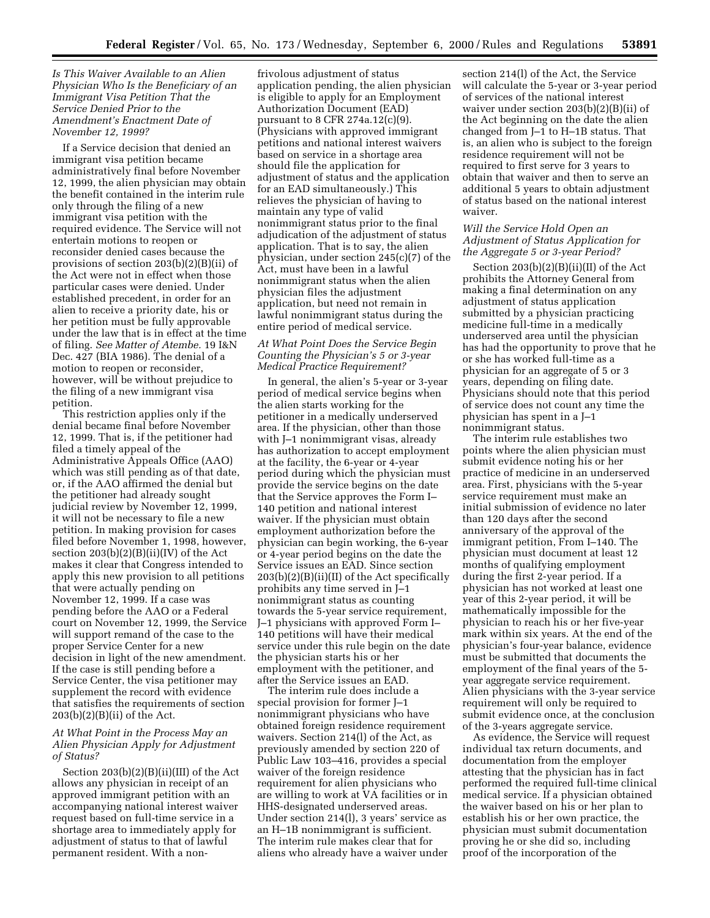### *Is This Waiver Available to an Alien Physician Who Is the Beneficiary of an Immigrant Visa Petition That the Service Denied Prior to the Amendment's Enactment Date of November 12, 1999?*

If a Service decision that denied an immigrant visa petition became administratively final before November 12, 1999, the alien physician may obtain the benefit contained in the interim rule only through the filing of a new immigrant visa petition with the required evidence. The Service will not entertain motions to reopen or reconsider denied cases because the provisions of section 203(b)(2)(B)(ii) of the Act were not in effect when those particular cases were denied. Under established precedent, in order for an alien to receive a priority date, his or her petition must be fully approvable under the law that is in effect at the time of filing. *See Matter of Atembe.* 19 I&N Dec. 427 (BIA 1986). The denial of a motion to reopen or reconsider, however, will be without prejudice to the filing of a new immigrant visa petition.

This restriction applies only if the denial became final before November 12, 1999. That is, if the petitioner had filed a timely appeal of the Administrative Appeals Office (AAO) which was still pending as of that date, or, if the AAO affirmed the denial but the petitioner had already sought judicial review by November 12, 1999, it will not be necessary to file a new petition. In making provision for cases filed before November 1, 1998, however, section 203(b)(2)(B)(ii)(IV) of the Act makes it clear that Congress intended to apply this new provision to all petitions that were actually pending on November 12, 1999. If a case was pending before the AAO or a Federal court on November 12, 1999, the Service will support remand of the case to the proper Service Center for a new decision in light of the new amendment. If the case is still pending before a Service Center, the visa petitioner may supplement the record with evidence that satisfies the requirements of section 203(b)(2)(B)(ii) of the Act.

### *At What Point in the Process May an Alien Physician Apply for Adjustment of Status?*

Section 203(b)(2)(B)(ii)(III) of the Act allows any physician in receipt of an approved immigrant petition with an accompanying national interest waiver request based on full-time service in a shortage area to immediately apply for adjustment of status to that of lawful permanent resident. With a non-frivolous adjustment of status application pending, the alien physician is eligible to apply for an Employment Authorization Document (EAD) pursuant to 8 CFR 274a.12(c)(9). (Physicians with approved immigrant petitions and national interest waivers based on service in a shortage area should file the application for adjustment of status and the application for an EAD simultaneously.) This relieves the physician of having to maintain any type of valid nonimmigrant status prior to the final adjudication of the adjustment of status application. That is to say, the alien physician, under section 245(c)(7) of the Act, must have been in a lawful nonimmigrant status when the alien physician files the adjustment application, but need not remain in lawful nonimmigrant status during the entire period of medical service.

### *At What Point Does the Service Begin Counting the Physician's 5 or 3-year Medical Practice Requirement?*

In general, the alien's 5-year or 3-year period of medical service begins when the alien starts working for the petitioner in a medically underserved area. If the physician, other than those with J–1 nonimmigrant visas, already has authorization to accept employment at the facility, the 6-year or 4-year period during which the physician must provide the service begins on the date that the Service approves the Form I–140 petition and national interest waiver. If the physician must obtain employment authorization before the physician can begin working, the 6-year or 4-year period begins on the date the Service issues an EAD. Since section 203(b)(2)(B)(ii)(II) of the Act specifically prohibits any time served in J–1 nonimmigrant status as counting towards the 5-year service requirement, J–1 physicians with approved Form I–140 petitions will have their medical service under this rule begin on the date the physician starts his or her employment with the petitioner, and after the Service issues an EAD.

The interim rule does include a special provision for former J–1 nonimmigrant physicians who have obtained foreign residence requirement waivers. Section 214(l) of the Act, as previously amended by section 220 of Public Law 103–416, provides a special waiver of the foreign residence requirement for alien physicians who are willing to work at VA facilities or in HHS-designated underserved areas. Under section 214(l), 3 years' service as an H–1B nonimmigrant is sufficient. The interim rule makes clear that for aliens who already have a waiver under section 214(l) of the Act, the Service will calculate the 5-year or 3-year period of services of the national interest waiver under section 203(b)(2)(B)(ii) of the Act beginning on the date the alien changed from J–1 to H–1B status. That is, an alien who is subject to the foreign residence requirement will not be required to first serve for 3 years to obtain that waiver and then to serve an additional 5 years to obtain adjustment of status based on the national interest waiver.

### *Will the Service Hold Open an Adjustment of Status Application for the Aggregate 5 or 3-year Period?*

Section 203(b)(2)(B)(ii)(II) of the Act prohibits the Attorney General from making a final determination on any adjustment of status application submitted by a physician practicing medicine full-time in a medically underserved area until the physician has had the opportunity to prove that he or she has worked full-time as a physician for an aggregate of 5 or 3 years, depending on filing date. Physicians should note that this period of service does not count any time the physician has spent in a J–1 nonimmigrant status.

The interim rule establishes two points where the alien physician must submit evidence noting his or her practice of medicine in an underserved area. First, physicians with the 5-year service requirement must make an initial submission of evidence no later than 120 days after the second anniversary of the approval of the immigrant petition, From I–140. The physician must document at least 12 months of qualifying employment during the first 2-year period. If a physician has not worked at least one year of this 2-year period, it will be mathematically impossible for the physician to reach his or her five-year mark within six years. At the end of the physician's four-year balance, evidence must be submitted that documents the employment of the final years of the 5-year aggregate service requirement. Alien physicians with the 3-year service requirement will only be required to submit evidence once, at the conclusion of the 3-years aggregate service.

As evidence, the Service will request individual tax return documents, and documentation from the employer attesting that the physician has in fact performed the required full-time clinical medical service. If a physician obtained the waiver based on his or her plan to establish his or her own practice, the physician must submit documentation proving he or she did so, including proof of the incorporation of the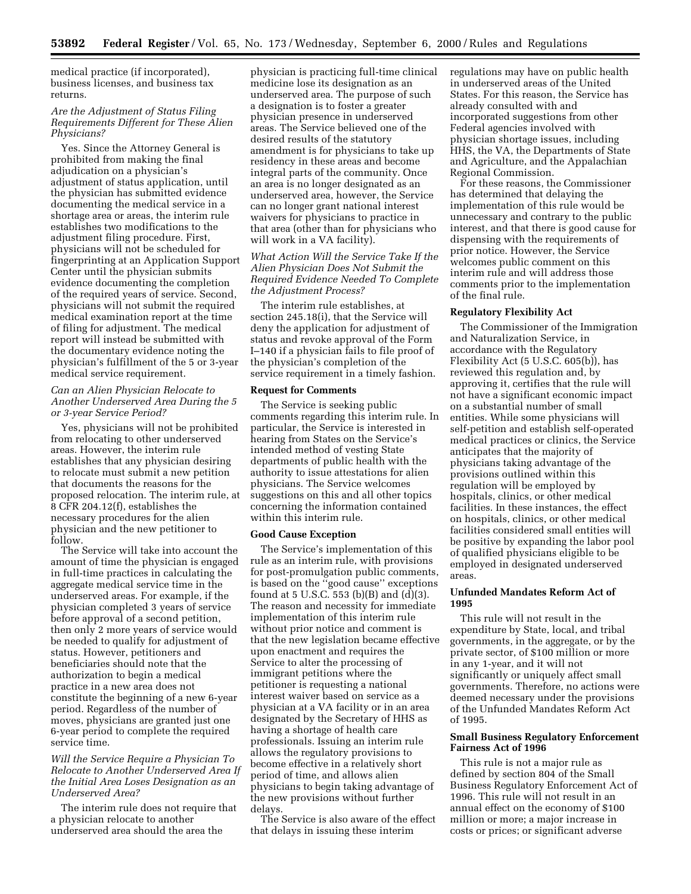medical practice (if incorporated), business licenses, and business tax returns.

*Are the Adjustment of Status Filing Requirements Different for These Alien Physicians?*

Yes. Since the Attorney General is prohibited from making the final adjudication on a physician's adjustment of status application, until the physician has submitted evidence documenting the medical service in a shortage area or areas, the interim rule establishes two modifications to the adjustment filing procedure. First, physicians will not be scheduled for fingerprinting at an Application Support Center until the physician submits evidence documenting the completion of the required years of service. Second, physicians will not submit the required medical examination report at the time of filing for adjustment. The medical report will instead be submitted with the documentary evidence noting the physician's fulfillment of the 5 or 3-year medical service requirement.

*Can an Alien Physician Relocate to Another Underserved Area During the 5 or 3-year Service Period?*

Yes, physicians will not be prohibited from relocating to other underserved areas. However, the interim rule establishes that any physician desiring to relocate must submit a new petition that documents the reasons for the proposed relocation. The interim rule, at 8 CFR 204.12(f), establishes the necessary procedures for the alien physician and the new petitioner to follow.

The Service will take into account the amount of time the physician is engaged in full-time practices in calculating the aggregate medical service time in the underserved areas. For example, if the physician completed 3 years of service before approval of a second petition, then only 2 more years of service would be needed to qualify for adjustment of status. However, petitioners and beneficiaries should note that the authorization to begin a medical practice in a new area does not constitute the beginning of a new 6-year period. Regardless of the number of moves, physicians are granted just one 6-year period to complete the required service time.

*Will the Service Require a Physician To Relocate to Another Underserved Area If the Initial Area Loses Designation as an Underserved Area?*

The interim rule does not require that a physician relocate to another underserved area should the area the physician is practicing full-time clinical medicine lose its designation as an underserved area. The purpose of such a designation is to foster a greater physician presence in underserved areas. The Service believed one of the desired results of the statutory amendment is for physicians to take up residency in these areas and become integral parts of the community. Once an area is no longer designated as an underserved area, however, the Service can no longer grant national interest waivers for physicians to practice in that area (other than for physicians who will work in a VA facility).

*What Action Will the Service Take If the Alien Physician Does Not Submit the Required Evidence Needed To Complete the Adjustment Process?*

The interim rule establishes, at section 245.18(i), that the Service will deny the application for adjustment of status and revoke approval of the Form I–140 if a physician fails to file proof of the physician's completion of the service requirement in a timely fashion.

**Request for Comments**

The Service is seeking public comments regarding this interim rule. In particular, the Service is interested in hearing from States on the Service's intended method of vesting State departments of public health with the authority to issue attestations for alien physicians. The Service welcomes suggestions on this and all other topics concerning the information contained within this interim rule.

**Good Cause Exception**

The Service's implementation of this rule as an interim rule, with provisions for post-promulgation public comments, is based on the ''good cause'' exceptions found at 5 U.S.C. 553 (b)(B) and (d)(3). The reason and necessity for immediate implementation of this interim rule without prior notice and comment is that the new legislation became effective upon enactment and requires the Service to alter the processing of immigrant petitions where the petitioner is requesting a national interest waiver based on service as a physician at a VA facility or in an area designated by the Secretary of HHS as having a shortage of health care professionals. Issuing an interim rule allows the regulatory provisions to become effective in a relatively short period of time, and allows alien physicians to begin taking advantage of the new provisions without further delays.

The Service is also aware of the effect that delays in issuing these interim regulations may have on public health in underserved areas of the United States. For this reason, the Service has already consulted with and incorporated suggestions from other Federal agencies involved with physician shortage issues, including HHS, the VA, the Departments of State and Agriculture, and the Appalachian Regional Commission.

For these reasons, the Commissioner has determined that delaying the implementation of this rule would be unnecessary and contrary to the public interest, and that there is good cause for dispensing with the requirements of prior notice. However, the Service welcomes public comment on this interim rule and will address those comments prior to the implementation of the final rule.

**Regulatory Flexibility Act**

The Commissioner of the Immigration and Naturalization Service, in accordance with the Regulatory Flexibility Act (5 U.S.C. 605(b)), has reviewed this regulation and, by approving it, certifies that the rule will not have a significant economic impact on a substantial number of small entities. While some physicians will self-petition and establish self-operated medical practices or clinics, the Service anticipates that the majority of physicians taking advantage of the provisions outlined within this regulation will be employed by hospitals, clinics, or other medical facilities. In these instances, the effect on hospitals, clinics, or other medical facilities considered small entities will be positive by expanding the labor pool of qualified physicians eligible to be employed in designated underserved areas.

**Unfunded Mandates Reform Act of 1995**

This rule will not result in the expenditure by State, local, and tribal governments, in the aggregate, or by the private sector, of $100 million or more in any 1-year, and it will not significantly or uniquely affect small governments. Therefore, no actions were deemed necessary under the provisions of the Unfunded Mandates Reform Act of 1995.

**Small Business Regulatory Enforcement Fairness Act of 1996**

This rule is not a major rule as defined by section 804 of the Small Business Regulatory Enforcement Act of 1996. This rule will not result in an annual effect on the economy of $100 million or more; a major increase in costs or prices; or significant adverse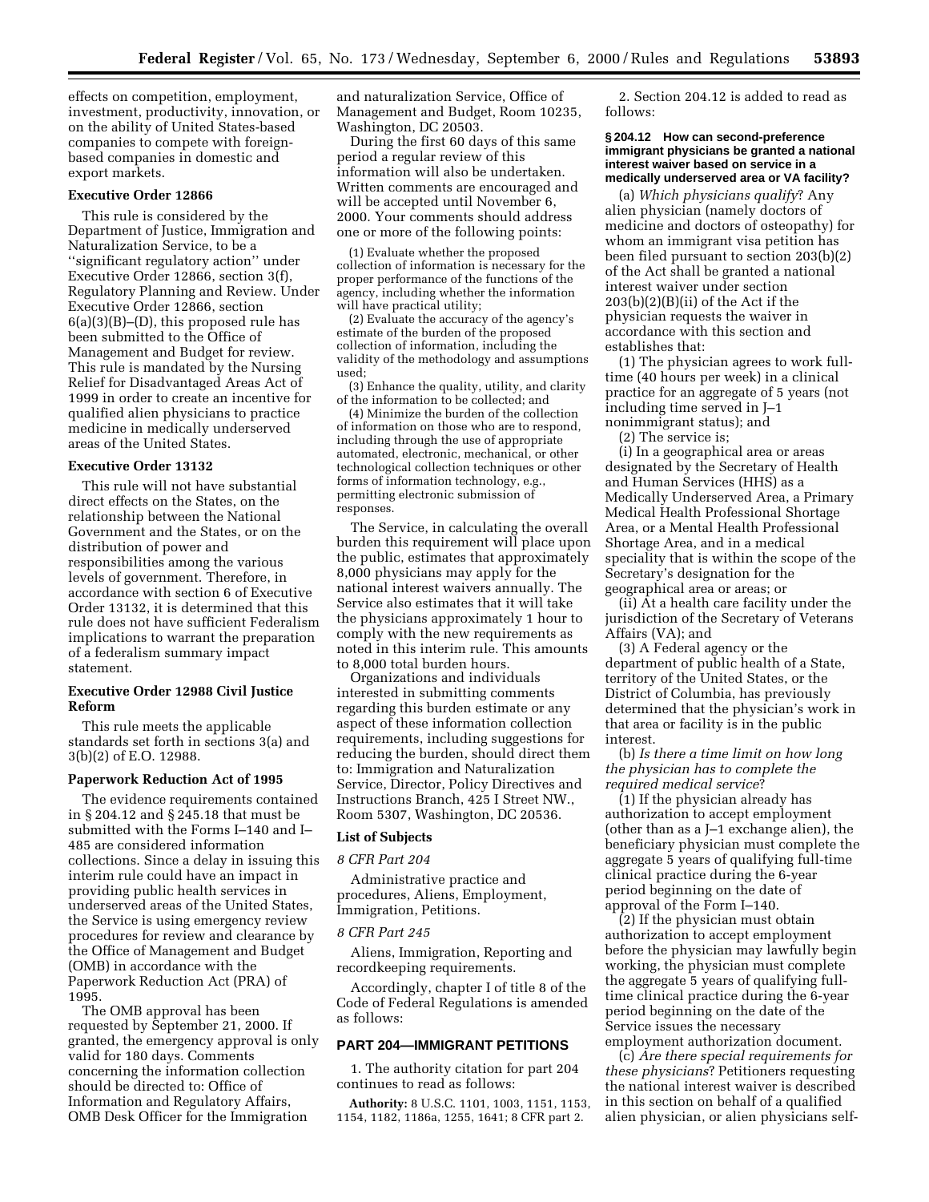effects on competition, employment, investment, productivity, innovation, or on the ability of United States-based companies to compete with foreign-based companies in domestic and export markets.

**Executive Order 12866**

This rule is considered by the Department of Justice, Immigration and Naturalization Service, to be a ''significant regulatory action'' under Executive Order 12866, section 3(f), Regulatory Planning and Review. Under Executive Order 12866, section 6(a)(3)(B)–(D), this proposed rule has been submitted to the Office of Management and Budget for review. This rule is mandated by the Nursing Relief for Disadvantaged Areas Act of 1999 in order to create an incentive for qualified alien physicians to practice medicine in medically underserved areas of the United States.

**Executive Order 13132**

This rule will not have substantial direct effects on the States, on the relationship between the National Government and the States, or on the distribution of power and responsibilities among the various levels of government. Therefore, in accordance with section 6 of Executive Order 13132, it is determined that this rule does not have sufficient Federalism implications to warrant the preparation of a federalism summary impact statement.

**Executive Order 12988 Civil Justice Reform**

This rule meets the applicable standards set forth in sections 3(a) and 3(b)(2) of E.O. 12988.

**Paperwork Reduction Act of 1995**

The evidence requirements contained in § 204.12 and § 245.18 that must be submitted with the Forms I–140 and I–485 are considered information collections. Since a delay in issuing this interim rule could have an impact in providing public health services in underserved areas of the United States, the Service is using emergency review procedures for review and clearance by the Office of Management and Budget (OMB) in accordance with the Paperwork Reduction Act (PRA) of 1995.

The OMB approval has been requested by September 21, 2000. If granted, the emergency approval is only valid for 180 days. Comments concerning the information collection should be directed to: Office of Information and Regulatory Affairs, OMB Desk Officer for the Immigration and naturalization Service, Office of Management and Budget, Room 10235, Washington, DC 20503.

During the first 60 days of this same period a regular review of this information will also be undertaken. Written comments are encouraged and will be accepted until November 6, 2000. Your comments should address one or more of the following points:

(1) Evaluate whether the proposed collection of information is necessary for the proper performance of the functions of the agency, including whether the information will have practical utility;

(2) Evaluate the accuracy of the agency's estimate of the burden of the proposed collection of information, including the validity of the methodology and assumptions used;

(3) Enhance the quality, utility, and clarity of the information to be collected; and

(4) Minimize the burden of the collection of information on those who are to respond, including through the use of appropriate automated, electronic, mechanical, or other technological collection techniques or other forms of information technology, e.g., permitting electronic submission of responses.

The Service, in calculating the overall burden this requirement will place upon the public, estimates that approximately 8,000 physicians may apply for the national interest waivers annually. The Service also estimates that it will take the physicians approximately 1 hour to comply with the new requirements as noted in this interim rule. This amounts to 8,000 total burden hours.

Organizations and individuals interested in submitting comments regarding this burden estimate or any aspect of these information collection requirements, including suggestions for reducing the burden, should direct them to: Immigration and Naturalization Service, Director, Policy Directives and Instructions Branch, 425 I Street NW., Room 5307, Washington, DC 20536.

**List of Subjects**

*8 CFR Part 204*

Administrative practice and procedures, Aliens, Employment, Immigration, Petitions.

*8 CFR Part 245*

Aliens, Immigration, Reporting and recordkeeping requirements.

Accordingly, chapter I of title 8 of the Code of Federal Regulations is amended as follows:

## PART 204—IMMIGRANT PETITIONS

1. The authority citation for part 204 continues to read as follows:

**Authority:** 8 U.S.C. 1101, 1003, 1151, 1153, 1154, 1182, 1186a, 1255, 1641; 8 CFR part 2.

2. Section 204.12 is added to read as follows:

### § 204.12 How can second-preference immigrant physicians be granted a national interest waiver based on service in a medically underserved area or VA facility?

(a) *Which physicians qualify*? Any alien physician (namely doctors of medicine and doctors of osteopathy) for whom an immigrant visa petition has been filed pursuant to section 203(b)(2) of the Act shall be granted a national interest waiver under section 203(b)(2)(B)(ii) of the Act if the physician requests the waiver in accordance with this section and establishes that:

(1) The physician agrees to work full-time (40 hours per week) in a clinical practice for an aggregate of 5 years (not including time served in J–1 nonimmigrant status); and

(2) The service is;

(i) In a geographical area or areas designated by the Secretary of Health and Human Services (HHS) as a Medically Underserved Area, a Primary Medical Health Professional Shortage Area, or a Mental Health Professional Shortage Area, and in a medical speciality that is within the scope of the Secretary's designation for the geographical area or areas; or

(ii) At a health care facility under the jurisdiction of the Secretary of Veterans Affairs (VA); and

(3) A Federal agency or the department of public health of a State, territory of the United States, or the District of Columbia, has previously determined that the physician's work in that area or facility is in the public interest.

(b) *Is there a time limit on how long the physician has to complete the required medical service*?

(1) If the physician already has authorization to accept employment (other than as a J–1 exchange alien), the beneficiary physician must complete the aggregate 5 years of qualifying full-time clinical practice during the 6-year period beginning on the date of approval of the Form I–140.

(2) If the physician must obtain authorization to accept employment before the physician may lawfully begin working, the physician must complete the aggregate 5 years of qualifying full-time clinical practice during the 6-year period beginning on the date of the Service issues the necessary employment authorization document.

(c) *Are there special requirements for these physicians*? Petitioners requesting the national interest waiver is described in this section on behalf of a qualified alien physician, or alien physicians self-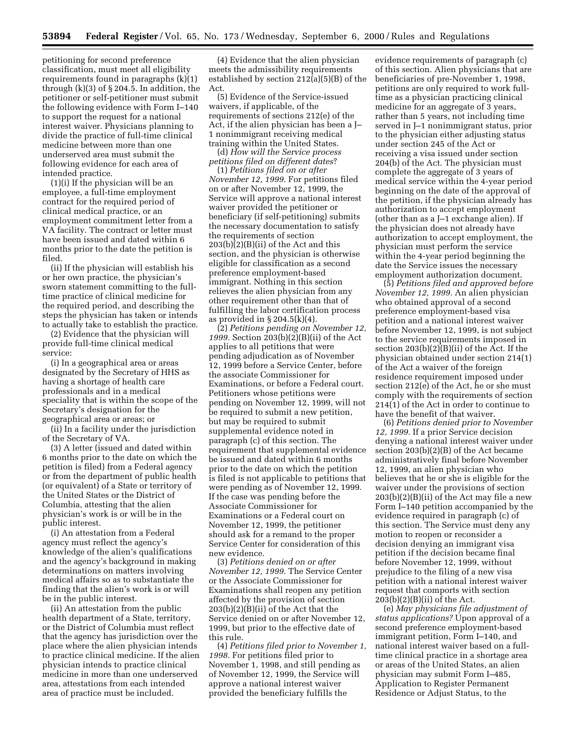petitioning for second preference classification, must meet all eligibility requirements found in paragraphs (k)(1) through (k)(3) of § 204.5. In addition, the petitioner or self-petitioner must submit the following evidence with Form I–140 to support the request for a national interest waiver. Physicians planning to divide the practice of full-time clinical medicine between more than one underserved area must submit the following evidence for each area of intended practice.

(1)(i) If the physician will be an employee, a full-time employment contract for the required period of clinical medical practice, or an employment commitment letter from a VA facility. The contract or letter must have been issued and dated within 6 months prior to the date the petition is filed.

(ii) If the physician will establish his or her own practice, the physician's sworn statement committing to the full-time practice of clinical medicine for the required period, and describing the steps the physician has taken or intends to actually take to establish the practice.

(2) Evidence that the physician will provide full-time clinical medical service:

(i) In a geographical area or areas designated by the Secretary of HHS as having a shortage of health care professionals and in a medical speciality that is within the scope of the Secretary's designation for the geographical area or areas; or

(ii) In a facility under the jurisdiction of the Secretary of VA.

(3) A letter (issued and dated within 6 months prior to the date on which the petition is filed) from a Federal agency or from the department of public health (or equivalent) of a State or territory of the United States or the District of Columbia, attesting that the alien physician's work is or will be in the public interest.

(i) An attestation from a Federal agency must reflect the agency's knowledge of the alien's qualifications and the agency's background in making determinations on matters involving medical affairs so as to substantiate the finding that the alien's work is or will be in the public interest.

(ii) An attestation from the public health department of a State, territory, or the District of Columbia must reflect that the agency has jurisdiction over the place where the alien physician intends to practice clinical medicine. If the alien physician intends to practice clinical medicine in more than one underserved area, attestations from each intended area of practice must be included.

(4) Evidence that the alien physician meets the admissibility requirements established by section 212(a)(5)(B) of the Act.

(5) Evidence of the Service-issued waivers, if applicable, of the requirements of sections 212(e) of the Act, if the alien physician has been a J–1 nonimmigrant receiving medical training within the United States.

(d) *How will the Service process petitions filed on different dates*?

(1) *Petitions filed on or after November 12, 1999.* For petitions filed on or after November 12, 1999, the Service will approve a national interest waiver provided the petitioner or beneficiary (if self-petitioning) submits the necessary documentation to satisfy the requirements of section 203(b)(2)(B)(ii) of the Act and this section, and the physician is otherwise eligible for classification as a second preference employment-based immigrant. Nothing in this section relieves the alien physician from any other requirement other than that of fulfilling the labor certification process as provided in § 204.5(k)(4).

(2) *Petitions pending on November 12, 1999.* Section 203(b)(2)(B)(ii) of the Act applies to all petitions that were pending adjudication as of November 12, 1999 before a Service Center, before the associate Commissioner for Examinations, or before a Federal court. Petitioners whose petitions were pending on November 12, 1999, will not be required to submit a new petition, but may be required to submit supplemental evidence noted in paragraph (c) of this section. The requirement that supplemental evidence be issued and dated within 6 months prior to the date on which the petition is filed is not applicable to petitions that were pending as of November 12, 1999. If the case was pending before the Associate Commissioner for Examinations or a Federal court on November 12, 1999, the petitioner should ask for a remand to the proper Service Center for consideration of this new evidence.

(3) *Petitions denied on or after November 12, 1999.* The Service Center or the Associate Commissioner for Examinations shall reopen any petition affected by the provision of section 203(b)(2)(B)(ii) of the Act that the Service denied on or after November 12, 1999, but prior to the effective date of this rule.

(4) *Petitions filed prior to November 1, 1998.* For petitions filed prior to November 1, 1998, and still pending as of November 12, 1999, the Service will approve a national interest waiver provided the beneficiary fulfills the evidence requirements of paragraph (c) of this section. Alien physicians that are beneficiaries of pre-November 1, 1998, petitions are only required to work full-time as a physician practicing clinical medicine for an aggregate of 3 years, rather than 5 years, not including time served in J–1 nonimmigrant status, prior to the physician either adjusting status under section 245 of the Act or receiving a visa issued under section 204(b) of the Act. The physician must complete the aggregate of 3 years of medical service within the 4-year period beginning on the date of the approval of the petition, if the physician already has authorization to accept employment (other than as a J–1 exchange alien). If the physician does not already have authorization to accept employment, the physician must perform the service within the 4-year period beginning the date the Service issues the necessary employment authorization document.

(5) *Petitions filed and approved before November 12, 1999.* An alien physician who obtained approval of a second preference employment-based visa petition and a national interest waiver before November 12, 1999, is not subject to the service requirements imposed in section 203(b)(2)(B)(ii) of the Act. If the physician obtained under section 214(1) of the Act a waiver of the foreign residence requirement imposed under section 212(e) of the Act, he or she must comply with the requirements of section 214(1) of the Act in order to continue to have the benefit of that waiver.

(6) *Petitions denied prior to November 12, 1999.* If a prior Service decision denying a national interest waiver under section 203(b)(2)(B) of the Act became administratively final before November 12, 1999, an alien physician who believes that he or she is eligible for the waiver under the provisions of section 203(b)(2)(B)(ii) of the Act may file a new Form I–140 petition accompanied by the evidence required in paragraph (c) of this section. The Service must deny any motion to reopen or reconsider a decision denying an immigrant visa petition if the decision became final before November 12, 1999, without prejudice to the filing of a new visa petition with a national interest waiver request that comports with section 203(b)(2)(B)(ii) of the Act.

(e) *May physicians file adjustment of status applications?* Upon approval of a second preference employment-based immigrant petition, Form I–140, and national interest waiver based on a full-time clinical practice in a shortage area or areas of the United States, an alien physician may submit Form I–485, Application to Register Permanent Residence or Adjust Status, to the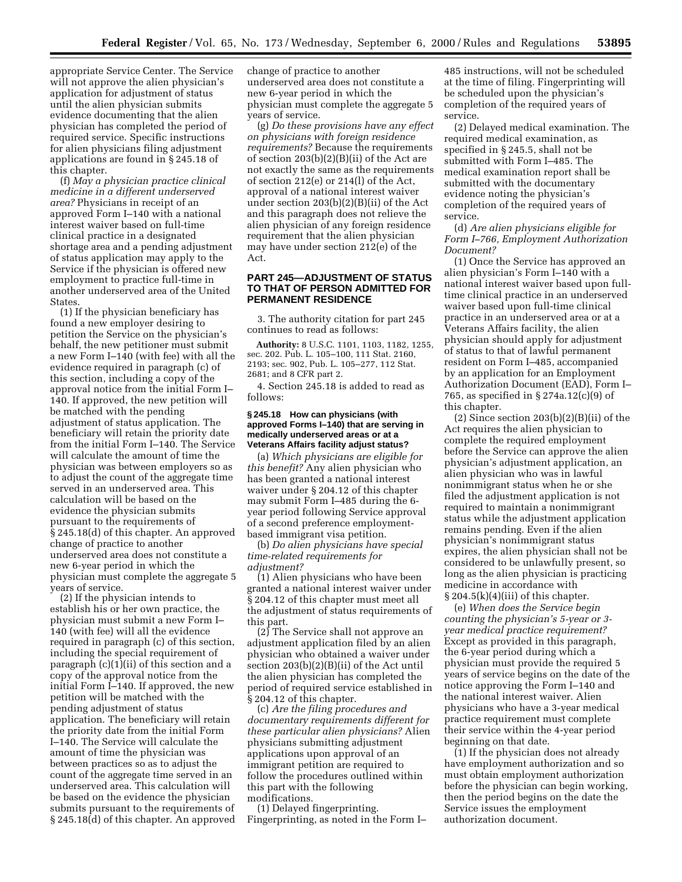appropriate Service Center. The Service will not approve the alien physician's application for adjustment of status until the alien physician submits evidence documenting that the alien physician has completed the period of required service. Specific instructions for alien physicians filing adjustment applications are found in § 245.18 of this chapter.

(f) *May a physician practice clinical medicine in a different underserved area?* Physicians in receipt of an approved Form I–140 with a national interest waiver based on full-time clinical practice in a designated shortage area and a pending adjustment of status application may apply to the Service if the physician is offered new employment to practice full-time in another underserved area of the United States.

(1) If the physician beneficiary has found a new employer desiring to petition the Service on the physician's behalf, the new petitioner must submit a new Form I–140 (with fee) with all the evidence required in paragraph (c) of this section, including a copy of the approval notice from the initial Form I–140. If approved, the new petition will be matched with the pending adjustment of status application. The beneficiary will retain the priority date from the initial Form I–140. The Service will calculate the amount of time the physician was between employers so as to adjust the count of the aggregate time served in an underserved area. This calculation will be based on the evidence the physician submits pursuant to the requirements of § 245.18(d) of this chapter. An approved change of practice to another underserved area does not constitute a new 6-year period in which the physician must complete the aggregate 5 years of service.

(2) If the physician intends to establish his or her own practice, the physician must submit a new Form I–140 (with fee) will all the evidence required in paragraph (c) of this section, including the special requirement of paragraph (c)(1)(ii) of this section and a copy of the approval notice from the initial Form I–140. If approved, the new petition will be matched with the pending adjustment of status application. The beneficiary will retain the priority date from the initial Form I–140. The Service will calculate the amount of time the physician was between practices so as to adjust the count of the aggregate time served in an underserved area. This calculation will be based on the evidence the physician submits pursuant to the requirements of § 245.18(d) of this chapter. An approved change of practice to another underserved area does not constitute a new 6-year period in which the physician must complete the aggregate 5 years of service.

(g) *Do these provisions have any effect on physicians with foreign residence requirements?* Because the requirements of section 203(b)(2)(B)(ii) of the Act are not exactly the same as the requirements of section 212(e) or 214(l) of the Act, approval of a national interest waiver under section 203(b)(2)(B)(ii) of the Act and this paragraph does not relieve the alien physician of any foreign residence requirement that the alien physician may have under section 212(e) of the Act.

## PART 245—ADJUSTMENT OF STATUS TO THAT OF PERSON ADMITTED FOR PERMANENT RESIDENCE

3. The authority citation for part 245 continues to read as follows:

**Authority:** 8 U.S.C. 1101, 1103, 1182, 1255, sec. 202. Pub. L. 105–100, 111 Stat. 2160, 2193; sec. 902, Pub. L. 105–277, 112 Stat. 2681; and 8 CFR part 2.

4. Section 245.18 is added to read as follows:

### § 245.18 How can physicians (with approved Forms I–140) that are serving in medically underserved areas or at a Veterans Affairs facility adjust status?

(a) *Which physicians are eligible for this benefit?* Any alien physician who has been granted a national interest waiver under § 204.12 of this chapter may submit Form I–485 during the 6-year period following Service approval of a second preference employment-based immigrant visa petition.

(b) *Do alien physicians have special time-related requirements for adjustment?*

(1) Alien physicians who have been granted a national interest waiver under § 204.12 of this chapter must meet all the adjustment of status requirements of this part.

(2) The Service shall not approve an adjustment application filed by an alien physician who obtained a waiver under section 203(b)(2)(B)(ii) of the Act until the alien physician has completed the period of required service established in § 204.12 of this chapter.

(c) *Are the filing procedures and documentary requirements different for these particular alien physicians?* Alien physicians submitting adjustment applications upon approval of an immigrant petition are required to follow the procedures outlined within this part with the following modifications.

(1) Delayed fingerprinting. Fingerprinting, as noted in the Form I–485 instructions, will not be scheduled at the time of filing. Fingerprinting will be scheduled upon the physician's completion of the required years of service.

(2) Delayed medical examination. The required medical examination, as specified in § 245.5, shall not be submitted with Form I–485. The medical examination report shall be submitted with the documentary evidence noting the physician's completion of the required years of service.

(d) *Are alien physicians eligible for Form I–766, Employment Authorization Document?*

(1) Once the Service has approved an alien physician's Form I–140 with a national interest waiver based upon full-time clinical practice in an underserved waiver based upon full-time clinical practice in an underserved area or at a Veterans Affairs facility, the alien physician should apply for adjustment of status to that of lawful permanent resident on Form I–485, accompanied by an application for an Employment Authorization Document (EAD), Form I–765, as specified in § 274a.12(c)(9) of this chapter.

(2) Since section 203(b)(2)(B)(ii) of the Act requires the alien physician to complete the required employment before the Service can approve the alien physician's adjustment application, an alien physician who was in lawful nonimmigrant status when he or she filed the adjustment application is not required to maintain a nonimmigrant status while the adjustment application remains pending. Even if the alien physician's nonimmigrant status expires, the alien physician shall not be considered to be unlawfully present, so long as the alien physician is practicing medicine in accordance with § 204.5(k)(4)(iii) of this chapter.

(e) *When does the Service begin counting the physician's 5-year or 3-year medical practice requirement?* Except as provided in this paragraph, the 6-year period during which a physician must provide the required 5 years of service begins on the date of the notice approving the Form I–140 and the national interest waiver. Alien physicians who have a 3-year medical practice requirement must complete their service within the 4-year period beginning on that date.

(1) If the physician does not already have employment authorization and so must obtain employment authorization before the physician can begin working, then the period begins on the date the Service issues the employment authorization document.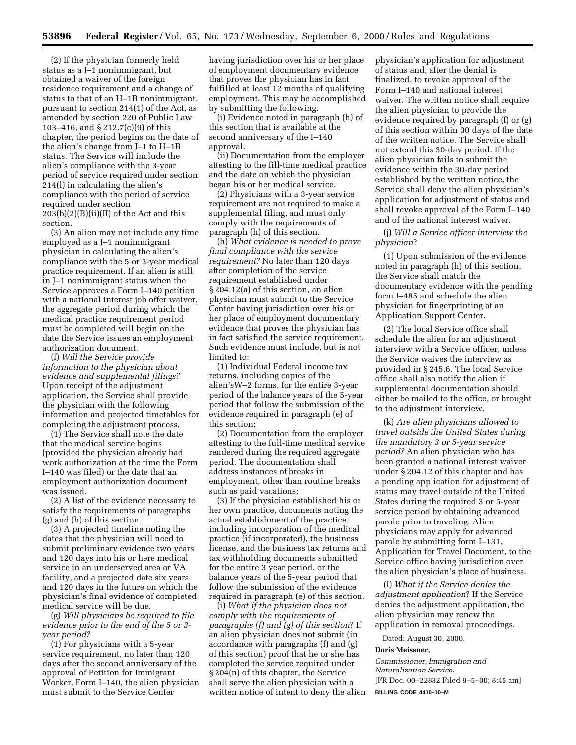(2) If the physician formerly held status as a J–1 nonimmigrant, but obtained a waiver of the foreign residence requirement and a change of status to that of an H–1B nonimmigrant, pursuant to section 214(1) of the Act, as amended by section 220 of Public Law 103–416, and § 212.7(c)(9) of this chapter, the period begins on the date of the alien's change from J–1 to H–1B status. The Service will include the alien's compliance with the 3-year period of service required under section 214(l) in calculating the alien's compliance with the period of service required under section 203(b)(2)(B)(ii)(II) of the Act and this section.

(3) An alien may not include any time employed as a J–1 nonimmigrant physician in calculating the alien's compliance with the 5 or 3-year medical practice requirement. If an alien is still in J–1 nonimmigrant status when the Service approves a Form I–140 petition with a national interest job offer waiver, the aggregate period during which the medical practice requirement period must be completed will begin on the date the Service issues an employment authorization document.

(f) *Will the Service provide information to the physician about evidence and supplemental filings?* Upon receipt of the adjustment application, the Service shall provide the physician with the following information and projected timetables for completing the adjustment process.

(1) The Service shall note the date that the medical service begins (provided the physician already had work authorization at the time the Form I–140 was filed) or the date that an employment authorization document was issued.

(2) A list of the evidence necessary to satisfy the requirements of paragraphs (g) and (h) of this section.

(3) A projected timeline noting the dates that the physician will need to submit preliminary evidence two years and 120 days into his or here medical service in an underserved area or VA facility, and a projected date six years and 120 days in the future on which the physician's final evidence of completed medical service will be due.

(g) *Will physicians be required to file evidence prior to the end of the 5 or 3-year period?*

(1) For physicians with a 5-year service requirement, no later than 120 days after the second anniversary of the approval of Petition for Immigrant Worker, Form I–140, the alien physician must submit to the Service Center having jurisdiction over his or her place of employment documentary evidence that proves the physician has in fact fulfilled at least 12 months of qualifying employment. This may be accomplished by submitting the following.

(i) Evidence noted in paragraph (h) of this section that is available at the second anniversary of the I–140 approval.

(ii) Documentation from the employer attesting to the fill-time medical practice and the date on which the physician began his or her medical service.

(2) Physicians with a 3-year service requirement are not required to make a supplemental filing, and must only comply with the requirements of paragraph (h) of this section.

(h) *What evidence is needed to prove final compliance with the service requirement?* No later than 120 days after completion of the service requirement established under § 204.12(a) of this section, an alien physician must submit to the Service Center having jurisdiction over his or her place of employment documentary evidence that proves the physician has in fact satisfied the service requirement. Such evidence must include, but is not limited to:

(1) Individual Federal income tax returns, including copies of the alien'sW–2 forms, for the entire 3-year period of the balance years of the 5-year period that follow the submission of the evidence required in paragraph (e) of this section;

(2) Documentation from the employer attesting to the full-time medical service rendered during the required aggregate period. The documentation shall address instances of breaks in employment, other than routine breaks such as paid vacations;

(3) If the physician established his or her own practice, documents noting the actual establishment of the practice, including incorporation of the medical practice (if incorporated), the business license, and the business tax returns and tax withholding documents submitted for the entire 3 year period, or the balance years of the 5-year period that follow the submission of the evidence required in paragraph (e) of this section.

(i) *What if the physician does not comply with the requirements of paragraphs (f) and (g) of this section*? If an alien physician does not submit (in accordance with paragraphs (f) and (g) of this section) proof that he or she has completed the service required under § 204(n) of this chapter, the Service shall serve the alien physician with a written notice of intent to deny the alien physician's application for adjustment of status and, after the denial is finalized, to revoke approval of the Form I–140 and national interest waiver. The written notice shall require the alien physician to provide the evidence required by paragraph (f) or (g) of this section within 30 days of the date of the written notice. The Service shall not extend this 30-day period. If the alien physician fails to submit the evidence within the 30-day period established by the written notice, the Service shall deny the alien physician's application for adjustment of status and shall revoke approval of the Form I–140 and of the national interest waiver.

(j) *Will a Service officer interview the physician*?

(1) Upon submission of the evidence noted in paragraph (h) of this section, the Service shall match the documentary evidence with the pending form I–485 and schedule the alien physician for fingerprinting at an Application Support Center.

(2) The local Service office shall schedule the alien for an adjustment interview with a Service officer, unless the Service waives the interview as provided in § 245.6. The local Service office shall also notify the alien if supplemental documentation should either be mailed to the office, or brought to the adjustment interview.

(k) *Are alien physicians allowed to travel outside the United States during the mandatory 3 or 5-year service period?* An alien physician who has been granted a national interest waiver under § 204.12 of this chapter and has a pending application for adjustment of status may travel outside of the United States during the required 3 or 5-year service period by obtaining advanced parole prior to traveling. Alien physicians may apply for advanced parole by submitting form I–131, Application for Travel Document, to the Service office having jurisdiction over the alien physician's place of business.

(l) *What if the Service denies the adjustment application*? If the Service denies the adjustment application, the alien physician may renew the application in removal proceedings.

Dated: August 30, 2000.

**Doris Meissner,**

*Commissioner, Immigration and Naturalization Service.*

[FR Doc. 00–22832 Filed 9–5–00; 8:45 am]

**BILLING CODE 4410–10–M**